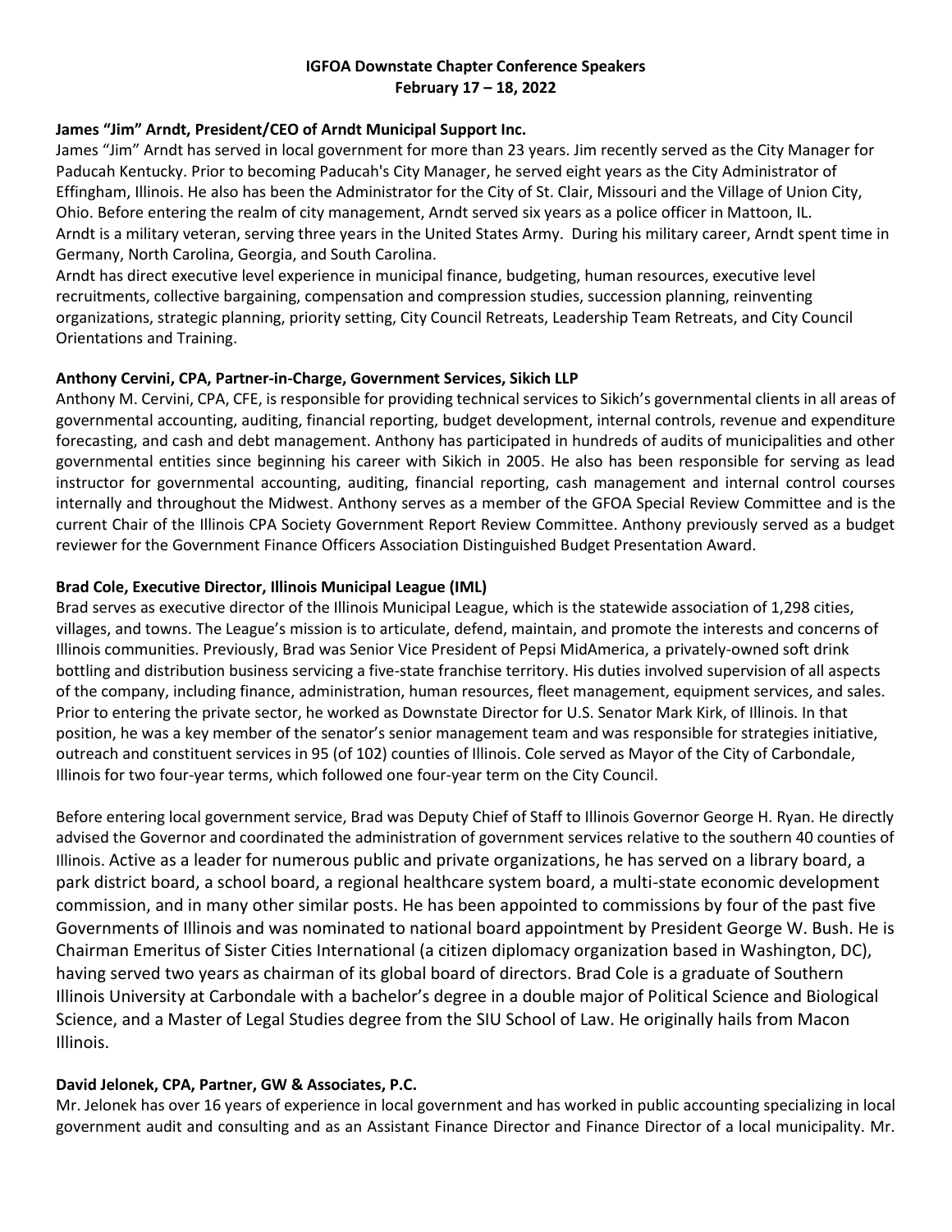# IGFOA Downstate Chapter Conference Speakers
## February 17 – 18, 2022

### James "Jim" Arndt, President/CEO of Arndt Municipal Support Inc.

James "Jim" Arndt has served in local government for more than 23 years. Jim recently served as the City Manager for Paducah Kentucky. Prior to becoming Paducah's City Manager, he served eight years as the City Administrator of Effingham, Illinois. He also has been the Administrator for the City of St. Clair, Missouri and the Village of Union City, Ohio. Before entering the realm of city management, Arndt served six years as a police officer in Mattoon, IL. Arndt is a military veteran, serving three years in the United States Army. During his military career, Arndt spent time in Germany, North Carolina, Georgia, and South Carolina.

Arndt has direct executive level experience in municipal finance, budgeting, human resources, executive level recruitments, collective bargaining, compensation and compression studies, succession planning, reinventing organizations, strategic planning, priority setting, City Council Retreats, Leadership Team Retreats, and City Council Orientations and Training.

### Anthony Cervini, CPA, Partner-in-Charge, Government Services, Sikich LLP

Anthony M. Cervini, CPA, CFE, is responsible for providing technical services to Sikich's governmental clients in all areas of governmental accounting, auditing, financial reporting, budget development, internal controls, revenue and expenditure forecasting, and cash and debt management. Anthony has participated in hundreds of audits of municipalities and other governmental entities since beginning his career with Sikich in 2005. He also has been responsible for serving as lead instructor for governmental accounting, auditing, financial reporting, cash management and internal control courses internally and throughout the Midwest. Anthony serves as a member of the GFOA Special Review Committee and is the current Chair of the Illinois CPA Society Government Report Review Committee. Anthony previously served as a budget reviewer for the Government Finance Officers Association Distinguished Budget Presentation Award.

### Brad Cole, Executive Director, Illinois Municipal League (IML)

Brad serves as executive director of the Illinois Municipal League, which is the statewide association of 1,298 cities, villages, and towns. The League's mission is to articulate, defend, maintain, and promote the interests and concerns of Illinois communities. Previously, Brad was Senior Vice President of Pepsi MidAmerica, a privately-owned soft drink bottling and distribution business servicing a five-state franchise territory. His duties involved supervision of all aspects of the company, including finance, administration, human resources, fleet management, equipment services, and sales. Prior to entering the private sector, he worked as Downstate Director for U.S. Senator Mark Kirk, of Illinois. In that position, he was a key member of the senator's senior management team and was responsible for strategies initiative, outreach and constituent services in 95 (of 102) counties of Illinois. Cole served as Mayor of the City of Carbondale, Illinois for two four-year terms, which followed one four-year term on the City Council.

Before entering local government service, Brad was Deputy Chief of Staff to Illinois Governor George H. Ryan. He directly advised the Governor and coordinated the administration of government services relative to the southern 40 counties of Illinois. Active as a leader for numerous public and private organizations, he has served on a library board, a park district board, a school board, a regional healthcare system board, a multi-state economic development commission, and in many other similar posts. He has been appointed to commissions by four of the past five Governments of Illinois and was nominated to national board appointment by President George W. Bush. He is Chairman Emeritus of Sister Cities International (a citizen diplomacy organization based in Washington, DC), having served two years as chairman of its global board of directors. Brad Cole is a graduate of Southern Illinois University at Carbondale with a bachelor's degree in a double major of Political Science and Biological Science, and a Master of Legal Studies degree from the SIU School of Law. He originally hails from Macon Illinois.

### David Jelonek, CPA, Partner, GW & Associates, P.C.

Mr. Jelonek has over 16 years of experience in local government and has worked in public accounting specializing in local government audit and consulting and as an Assistant Finance Director and Finance Director of a local municipality. Mr.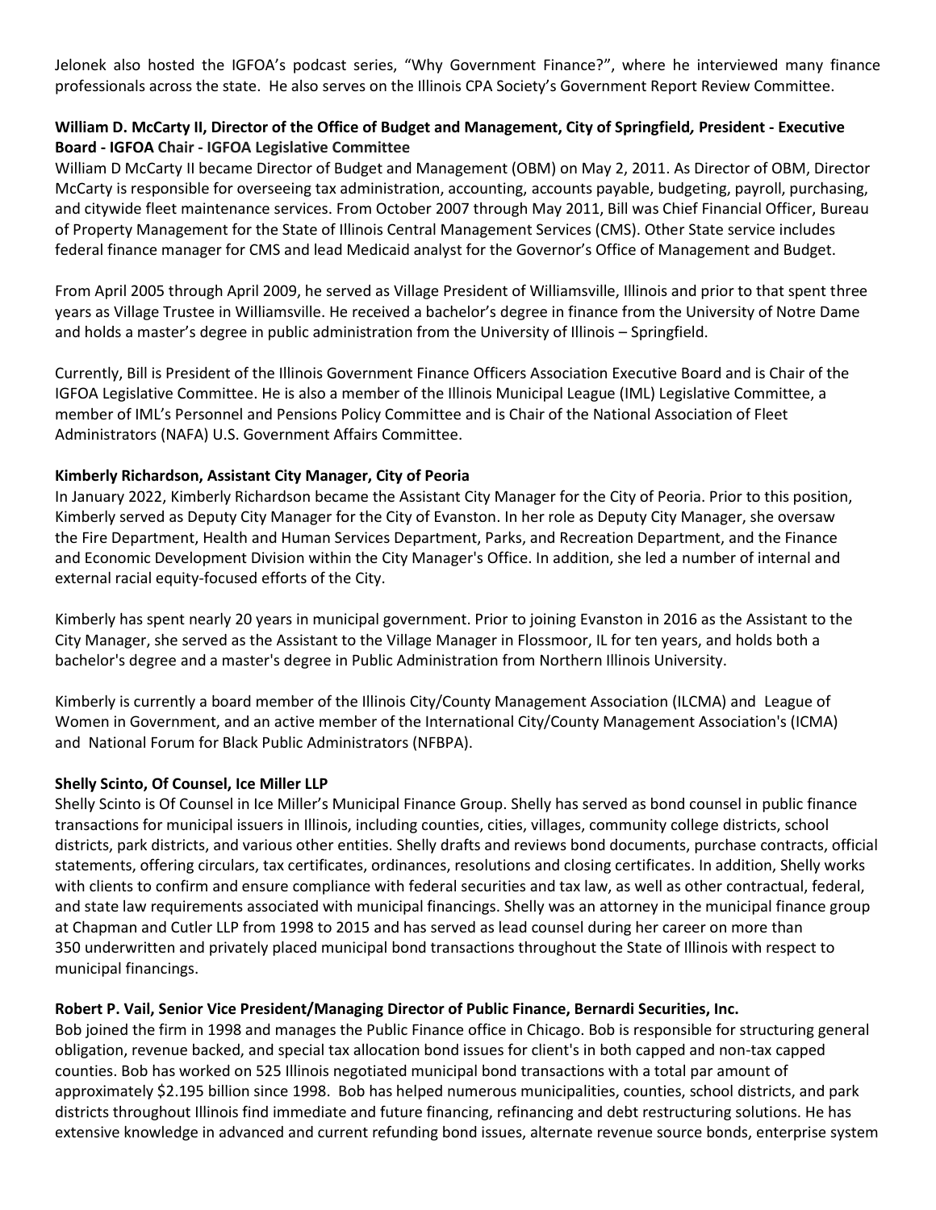Jelonek also hosted the IGFOA's podcast series, "Why Government Finance?", where he interviewed many finance professionals across the state. He also serves on the Illinois CPA Society's Government Report Review Committee.

**William D. McCarty II, Director of the Office of Budget and Management, City of Springfield, President - Executive Board - IGFOA Chair - IGFOA Legislative Committee**

William D McCarty II became Director of Budget and Management (OBM) on May 2, 2011. As Director of OBM, Director McCarty is responsible for overseeing tax administration, accounting, accounts payable, budgeting, payroll, purchasing, and citywide fleet maintenance services. From October 2007 through May 2011, Bill was Chief Financial Officer, Bureau of Property Management for the State of Illinois Central Management Services (CMS). Other State service includes federal finance manager for CMS and lead Medicaid analyst for the Governor's Office of Management and Budget.

From April 2005 through April 2009, he served as Village President of Williamsville, Illinois and prior to that spent three years as Village Trustee in Williamsville. He received a bachelor's degree in finance from the University of Notre Dame and holds a master's degree in public administration from the University of Illinois – Springfield.

Currently, Bill is President of the Illinois Government Finance Officers Association Executive Board and is Chair of the IGFOA Legislative Committee. He is also a member of the Illinois Municipal League (IML) Legislative Committee, a member of IML's Personnel and Pensions Policy Committee and is Chair of the National Association of Fleet Administrators (NAFA) U.S. Government Affairs Committee.

**Kimberly Richardson, Assistant City Manager, City of Peoria**

In January 2022, Kimberly Richardson became the Assistant City Manager for the City of Peoria. Prior to this position, Kimberly served as Deputy City Manager for the City of Evanston. In her role as Deputy City Manager, she oversaw the Fire Department, Health and Human Services Department, Parks, and Recreation Department, and the Finance and Economic Development Division within the City Manager's Office. In addition, she led a number of internal and external racial equity-focused efforts of the City.

Kimberly has spent nearly 20 years in municipal government. Prior to joining Evanston in 2016 as the Assistant to the City Manager, she served as the Assistant to the Village Manager in Flossmoor, IL for ten years, and holds both a bachelor's degree and a master's degree in Public Administration from Northern Illinois University.

Kimberly is currently a board member of the Illinois City/County Management Association (ILCMA) and League of Women in Government, and an active member of the International City/County Management Association's (ICMA) and National Forum for Black Public Administrators (NFBPA).

**Shelly Scinto, Of Counsel, Ice Miller LLP**

Shelly Scinto is Of Counsel in Ice Miller's Municipal Finance Group. Shelly has served as bond counsel in public finance transactions for municipal issuers in Illinois, including counties, cities, villages, community college districts, school districts, park districts, and various other entities. Shelly drafts and reviews bond documents, purchase contracts, official statements, offering circulars, tax certificates, ordinances, resolutions and closing certificates. In addition, Shelly works with clients to confirm and ensure compliance with federal securities and tax law, as well as other contractual, federal, and state law requirements associated with municipal financings. Shelly was an attorney in the municipal finance group at Chapman and Cutler LLP from 1998 to 2015 and has served as lead counsel during her career on more than 350 underwritten and privately placed municipal bond transactions throughout the State of Illinois with respect to municipal financings.

**Robert P. Vail, Senior Vice President/Managing Director of Public Finance, Bernardi Securities, Inc.**

Bob joined the firm in 1998 and manages the Public Finance office in Chicago. Bob is responsible for structuring general obligation, revenue backed, and special tax allocation bond issues for client's in both capped and non-tax capped counties. Bob has worked on 525 Illinois negotiated municipal bond transactions with a total par amount of approximately $2.195 billion since 1998. Bob has helped numerous municipalities, counties, school districts, and park districts throughout Illinois find immediate and future financing, refinancing and debt restructuring solutions. He has extensive knowledge in advanced and current refunding bond issues, alternate revenue source bonds, enterprise system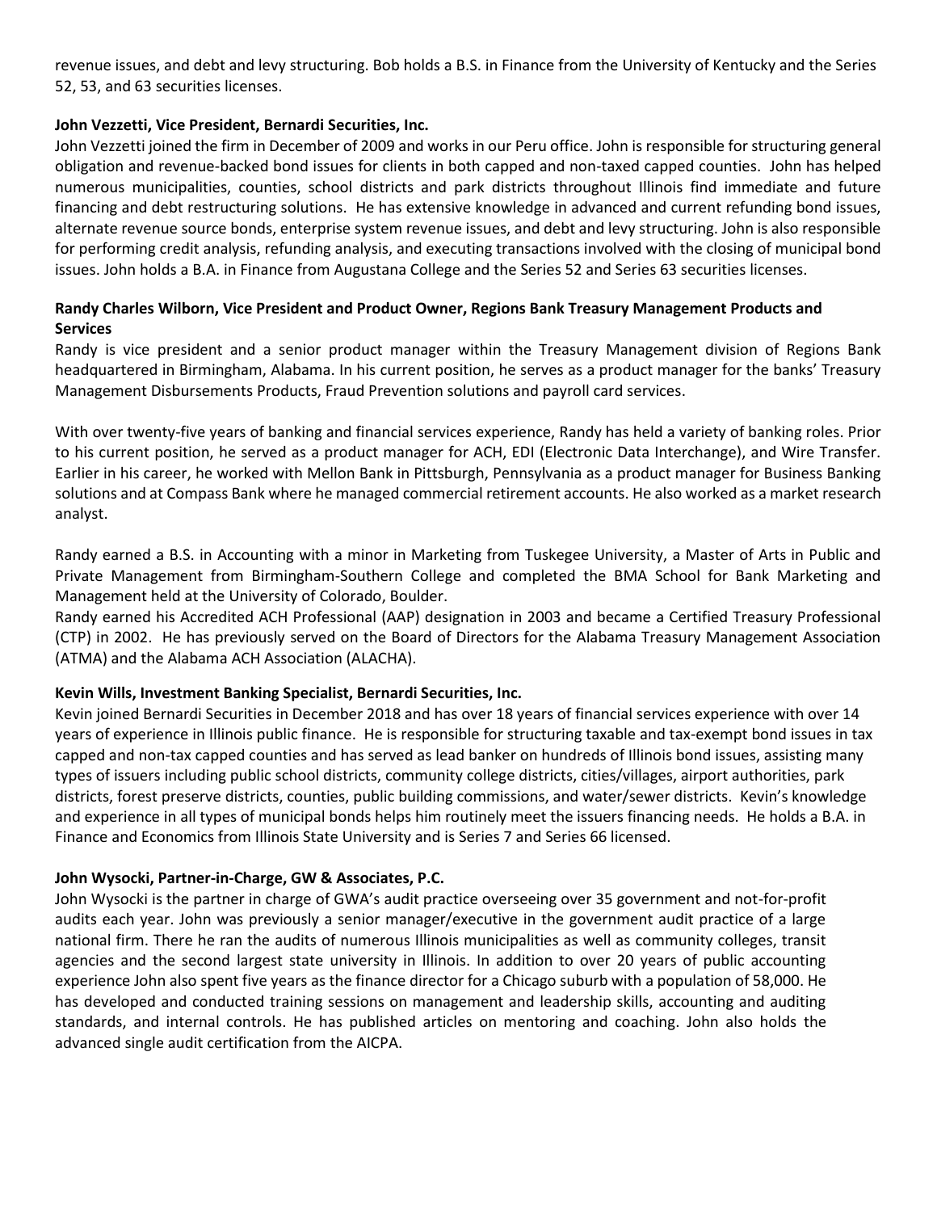revenue issues, and debt and levy structuring. Bob holds a B.S. in Finance from the University of Kentucky and the Series 52, 53, and 63 securities licenses.

**John Vezzetti, Vice President, Bernardi Securities, Inc.**

John Vezzetti joined the firm in December of 2009 and works in our Peru office. John is responsible for structuring general obligation and revenue-backed bond issues for clients in both capped and non-taxed capped counties. John has helped numerous municipalities, counties, school districts and park districts throughout Illinois find immediate and future financing and debt restructuring solutions. He has extensive knowledge in advanced and current refunding bond issues, alternate revenue source bonds, enterprise system revenue issues, and debt and levy structuring. John is also responsible for performing credit analysis, refunding analysis, and executing transactions involved with the closing of municipal bond issues. John holds a B.A. in Finance from Augustana College and the Series 52 and Series 63 securities licenses.

**Randy Charles Wilborn, Vice President and Product Owner, Regions Bank Treasury Management Products and Services**

Randy is vice president and a senior product manager within the Treasury Management division of Regions Bank headquartered in Birmingham, Alabama. In his current position, he serves as a product manager for the banks' Treasury Management Disbursements Products, Fraud Prevention solutions and payroll card services.

With over twenty-five years of banking and financial services experience, Randy has held a variety of banking roles. Prior to his current position, he served as a product manager for ACH, EDI (Electronic Data Interchange), and Wire Transfer. Earlier in his career, he worked with Mellon Bank in Pittsburgh, Pennsylvania as a product manager for Business Banking solutions and at Compass Bank where he managed commercial retirement accounts. He also worked as a market research analyst.

Randy earned a B.S. in Accounting with a minor in Marketing from Tuskegee University, a Master of Arts in Public and Private Management from Birmingham-Southern College and completed the BMA School for Bank Marketing and Management held at the University of Colorado, Boulder.

Randy earned his Accredited ACH Professional (AAP) designation in 2003 and became a Certified Treasury Professional (CTP) in 2002. He has previously served on the Board of Directors for the Alabama Treasury Management Association (ATMA) and the Alabama ACH Association (ALACHA).

**Kevin Wills, Investment Banking Specialist, Bernardi Securities, Inc.**

Kevin joined Bernardi Securities in December 2018 and has over 18 years of financial services experience with over 14 years of experience in Illinois public finance. He is responsible for structuring taxable and tax-exempt bond issues in tax capped and non-tax capped counties and has served as lead banker on hundreds of Illinois bond issues, assisting many types of issuers including public school districts, community college districts, cities/villages, airport authorities, park districts, forest preserve districts, counties, public building commissions, and water/sewer districts. Kevin's knowledge and experience in all types of municipal bonds helps him routinely meet the issuers financing needs. He holds a B.A. in Finance and Economics from Illinois State University and is Series 7 and Series 66 licensed.

**John Wysocki, Partner-in-Charge, GW & Associates, P.C.**

John Wysocki is the partner in charge of GWA's audit practice overseeing over 35 government and not-for-profit audits each year. John was previously a senior manager/executive in the government audit practice of a large national firm. There he ran the audits of numerous Illinois municipalities as well as community colleges, transit agencies and the second largest state university in Illinois. In addition to over 20 years of public accounting experience John also spent five years as the finance director for a Chicago suburb with a population of 58,000. He has developed and conducted training sessions on management and leadership skills, accounting and auditing standards, and internal controls. He has published articles on mentoring and coaching. John also holds the advanced single audit certification from the AICPA.